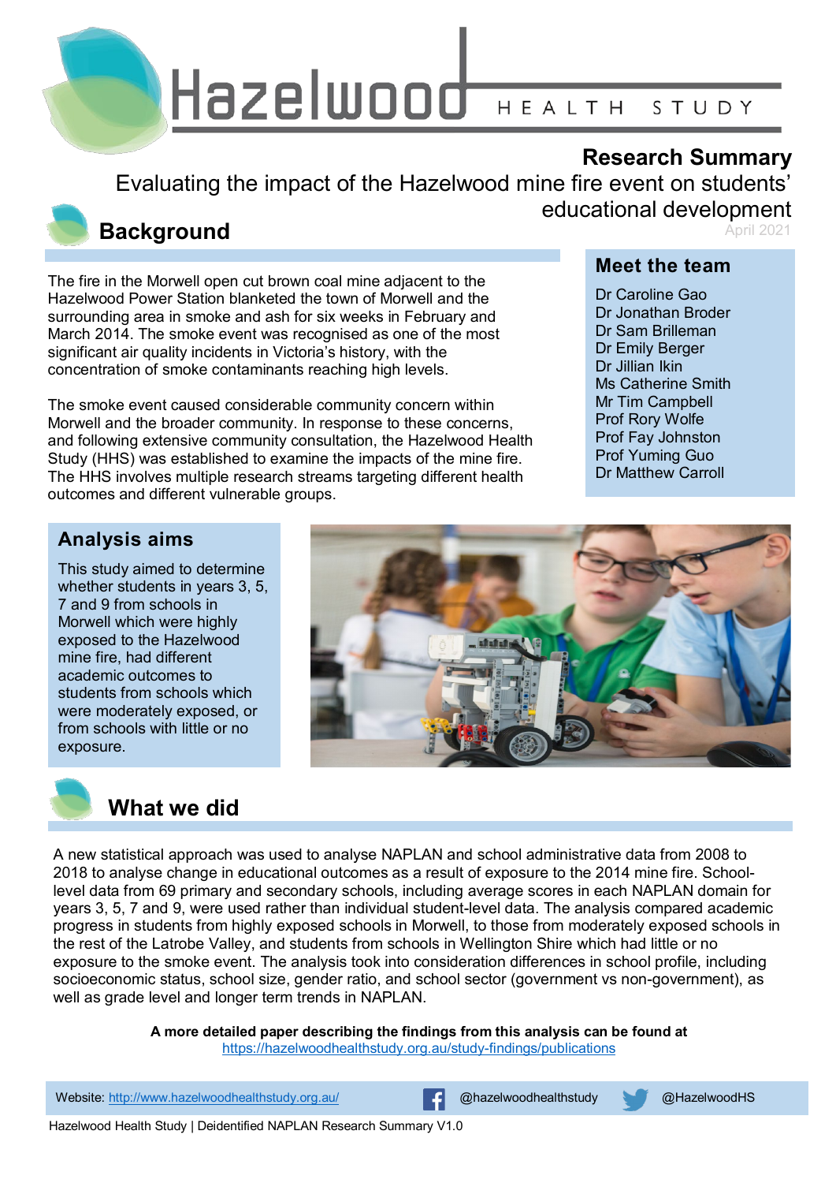# Hazelwood HEALTH STUDY

## Research Summary

Evaluating the impact of the Hazelwood mine fire event on students' educational development

April 2021

## Background

The fire in the Morwell open cut brown coal mine adjacent to the Hazelwood Power Station blanketed the town of Morwell and the surrounding area in smoke and ash for six weeks in February and March 2014. The smoke event was recognised as one of the most significant air quality incidents in Victoria's history, with the concentration of smoke contaminants reaching high levels.

The smoke event caused considerable community concern within Morwell and the broader community. In response to these concerns, and following extensive community consultation, the Hazelwood Health Study (HHS) was established to examine the impacts of the mine fire. The HHS involves multiple research streams targeting different health outcomes and different vulnerable groups.

### Meet the team

Dr Caroline Gao
Dr Jonathan Broder
Dr Sam Brilleman
Dr Emily Berger
Dr Jillian Ikin
Ms Catherine Smith
Mr Tim Campbell
Prof Rory Wolfe
Prof Fay Johnston
Prof Yuming Guo
Dr Matthew Carroll

## Analysis aims

This study aimed to determine whether students in years 3, 5, 7 and 9 from schools in Morwell which were highly exposed to the Hazelwood mine fire, had different academic outcomes to students from schools which were moderately exposed, or from schools with little or no exposure.

## What we did

A new statistical approach was used to analyse NAPLAN and school administrative data from 2008 to 2018 to analyse change in educational outcomes as a result of exposure to the 2014 mine fire. School-level data from 69 primary and secondary schools, including average scores in each NAPLAN domain for years 3, 5, 7 and 9, were used rather than individual student-level data. The analysis compared academic progress in students from highly exposed schools in Morwell, to those from moderately exposed schools in the rest of the Latrobe Valley, and students from schools in Wellington Shire which had little or no exposure to the smoke event. The analysis took into consideration differences in school profile, including socioeconomic status, school size, gender ratio, and school sector (government vs non-government), as well as grade level and longer term trends in NAPLAN.

**A more detailed paper describing the findings from this analysis can be found at** https://hazelwoodhealthstudy.org.au/study-findings/publications

Website: http://www.hazelwoodhealthstudy.org.au/ | @hazelwoodhealthstudy | @HazelwoodHS

Hazelwood Health Study | Deidentified NAPLAN Research Summary V1.0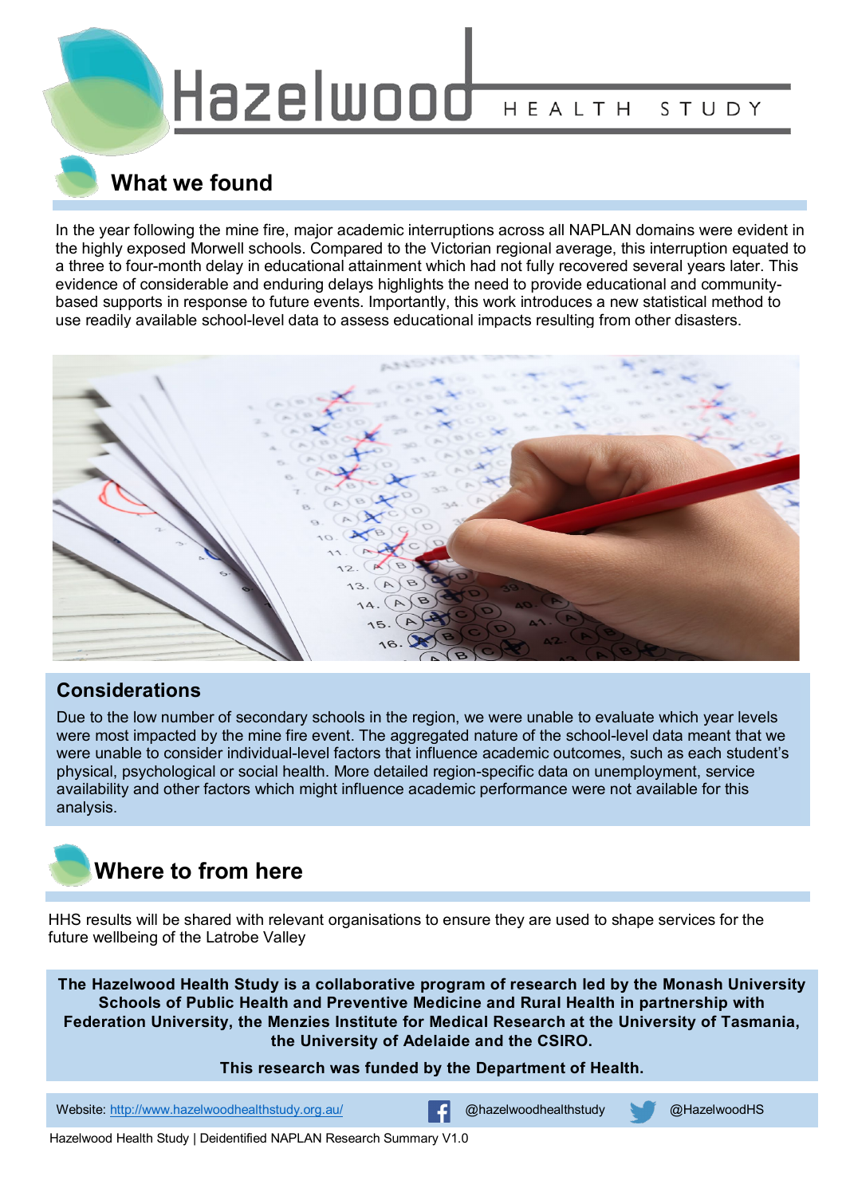# Hazelwood HEALTH STUDY

## What we found

In the year following the mine fire, major academic interruptions across all NAPLAN domains were evident in the highly exposed Morwell schools. Compared to the Victorian regional average, this interruption equated to a three to four-month delay in educational attainment which had not fully recovered several years later. This evidence of considerable and enduring delays highlights the need to provide educational and community-based supports in response to future events. Importantly, this work introduces a new statistical method to use readily available school-level data to assess educational impacts resulting from other disasters.

## Considerations

Due to the low number of secondary schools in the region, we were unable to evaluate which year levels were most impacted by the mine fire event. The aggregated nature of the school-level data meant that we were unable to consider individual-level factors that influence academic outcomes, such as each student's physical, psychological or social health. More detailed region-specific data on unemployment, service availability and other factors which might influence academic performance were not available for this analysis.

## Where to from here

HHS results will be shared with relevant organisations to ensure they are used to shape services for the future wellbeing of the Latrobe Valley

**The Hazelwood Health Study is a collaborative program of research led by the Monash University Schools of Public Health and Preventive Medicine and Rural Health in partnership with Federation University, the Menzies Institute for Medical Research at the University of Tasmania, the University of Adelaide and the CSIRO.**

**This research was funded by the Department of Health.**

Website: http://www.hazelwoodhealthstudy.org.au/ @hazelwoodhealthstudy @HazelwoodHS

Hazelwood Health Study | Deidentified NAPLAN Research Summary V1.0